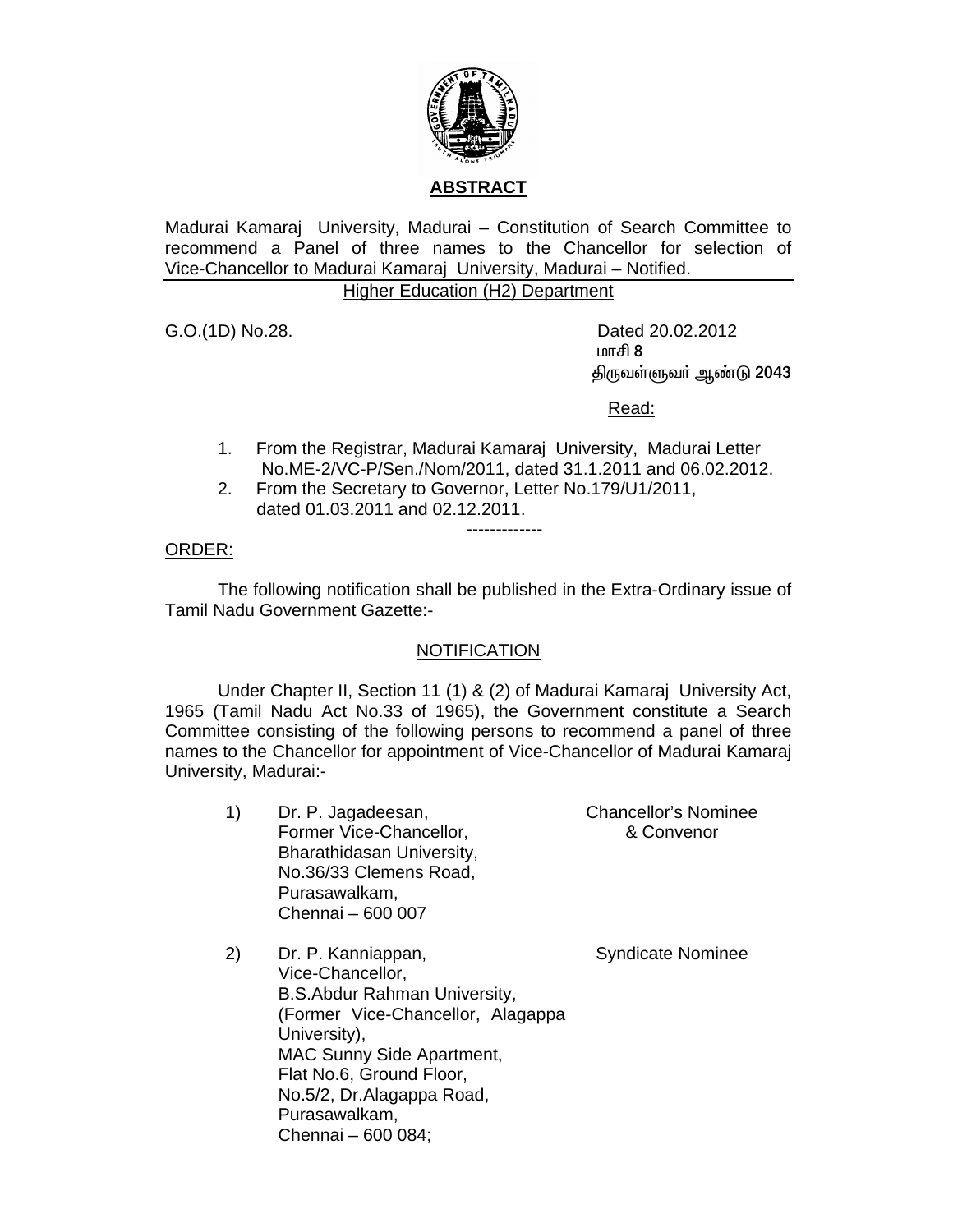## ABSTRACT

Madurai Kamaraj University, Madurai – Constitution of Search Committee to recommend a Panel of three names to the Chancellor for selection of Vice-Chancellor to Madurai Kamaraj University, Madurai – Notified.

Higher Education (H2) Department

G.O.(1D) No.28. Dated 20.02.2012

மாசி **8**

திருவள்ளுவர் ஆண்டு **2043**

Read:

1. From the Registrar, Madurai Kamaraj University, Madurai Letter No.ME-2/VC-P/Sen./Nom/2011, dated 31.1.2011 and 06.02.2012.
2. From the Secretary to Governor, Letter No.179/U1/2011, dated 01.03.2011 and 02.12.2011.

-------------

ORDER:

The following notification shall be published in the Extra-Ordinary issue of Tamil Nadu Government Gazette:-

### NOTIFICATION

Under Chapter II, Section 11 (1) & (2) of Madurai Kamaraj University Act, 1965 (Tamil Nadu Act No.33 of 1965), the Government constitute a Search Committee consisting of the following persons to recommend a panel of three names to the Chancellor for appointment of Vice-Chancellor of Madurai Kamaraj University, Madurai:-

| | | |
|---|---|---|
| 1) | Dr. P. Jagadeesan,<br>Former Vice-Chancellor,<br>Bharathidasan University,<br>No.36/33 Clemens Road,<br>Purasawalkam,<br>Chennai – 600 007 | Chancellor's Nominee & Convenor |
| 2) | Dr. P. Kanniappan,<br>Vice-Chancellor,<br>B.S.Abdur Rahman University,<br>(Former Vice-Chancellor, Alagappa University),<br>MAC Sunny Side Apartment,<br>Flat No.6, Ground Floor,<br>No.5/2, Dr.Alagappa Road,<br>Purasawalkam,<br>Chennai – 600 084; | Syndicate Nominee |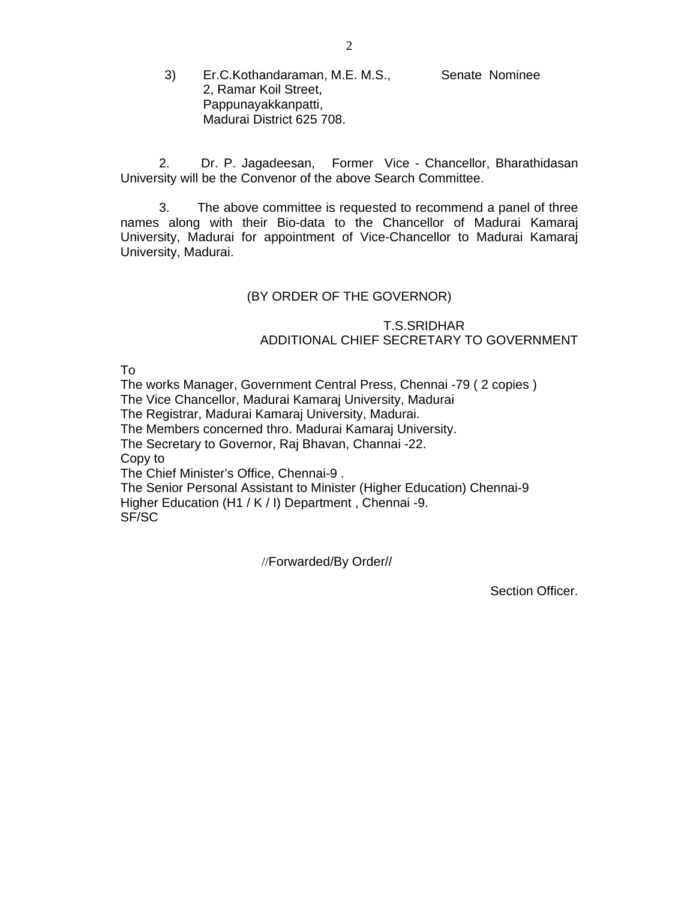3) Er.C.Kothandaraman, M.E. M.S., Senate Nominee
2, Ramar Koil Street,
Pappunayakkanpatti,
Madurai District 625 708.

2. Dr. P. Jagadeesan, Former Vice - Chancellor, Bharathidasan University will be the Convenor of the above Search Committee.

3. The above committee is requested to recommend a panel of three names along with their Bio-data to the Chancellor of Madurai Kamaraj University, Madurai for appointment of Vice-Chancellor to Madurai Kamaraj University, Madurai.

(BY ORDER OF THE GOVERNOR)

T.S.SRIDHAR
ADDITIONAL CHIEF SECRETARY TO GOVERNMENT

To
The works Manager, Government Central Press, Chennai -79 ( 2 copies )
The Vice Chancellor, Madurai Kamaraj University, Madurai
The Registrar, Madurai Kamaraj University, Madurai.
The Members concerned thro. Madurai Kamaraj University.
The Secretary to Governor, Raj Bhavan, Channai -22.
Copy to
The Chief Minister's Office, Chennai-9 .
The Senior Personal Assistant to Minister (Higher Education) Chennai-9
Higher Education (H1 / K / I) Department , Chennai -9.
SF/SC

//Forwarded/By Order//

Section Officer.